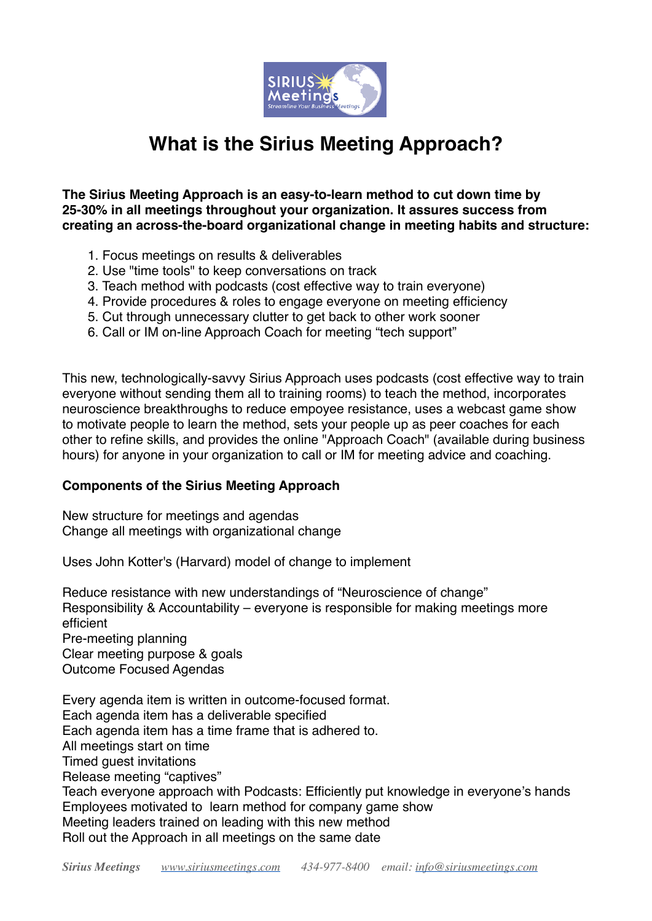# What is the Sirius Meeting Approach?

**The Sirius Meeting Approach is an easy-to-learn method to cut down time by 25-30% in all meetings throughout your organization. It assures success from creating an across-the-board organizational change in meeting habits and structure:**

1. Focus meetings on results & deliverables
2. Use "time tools" to keep conversations on track
3. Teach method with podcasts (cost effective way to train everyone)
4. Provide procedures & roles to engage everyone on meeting efficiency
5. Cut through unnecessary clutter to get back to other work sooner
6. Call or IM on-line Approach Coach for meeting "tech support"

This new, technologically-savvy Sirius Approach uses podcasts (cost effective way to train everyone without sending them all to training rooms) to teach the method, incorporates neuroscience breakthroughs to reduce empoyee resistance, uses a webcast game show to motivate people to learn the method, sets your people up as peer coaches for each other to refine skills, and provides the online "Approach Coach" (available during business hours) for anyone in your organization to call or IM for meeting advice and coaching.

**Components of the Sirius Meeting Approach**

New structure for meetings and agendas
Change all meetings with organizational change

Uses John Kotter's (Harvard) model of change to implement

Reduce resistance with new understandings of "Neuroscience of change"
Responsibility & Accountability – everyone is responsible for making meetings more efficient
Pre-meeting planning
Clear meeting purpose & goals
Outcome Focused Agendas

Every agenda item is written in outcome-focused format.
Each agenda item has a deliverable specified
Each agenda item has a time frame that is adhered to.
All meetings start on time
Timed guest invitations
Release meeting "captives"
Teach everyone approach with Podcasts: Efficiently put knowledge in everyone's hands
Employees motivated to learn method for company game show
Meeting leaders trained on leading with this new method
Roll out the Approach in all meetings on the same date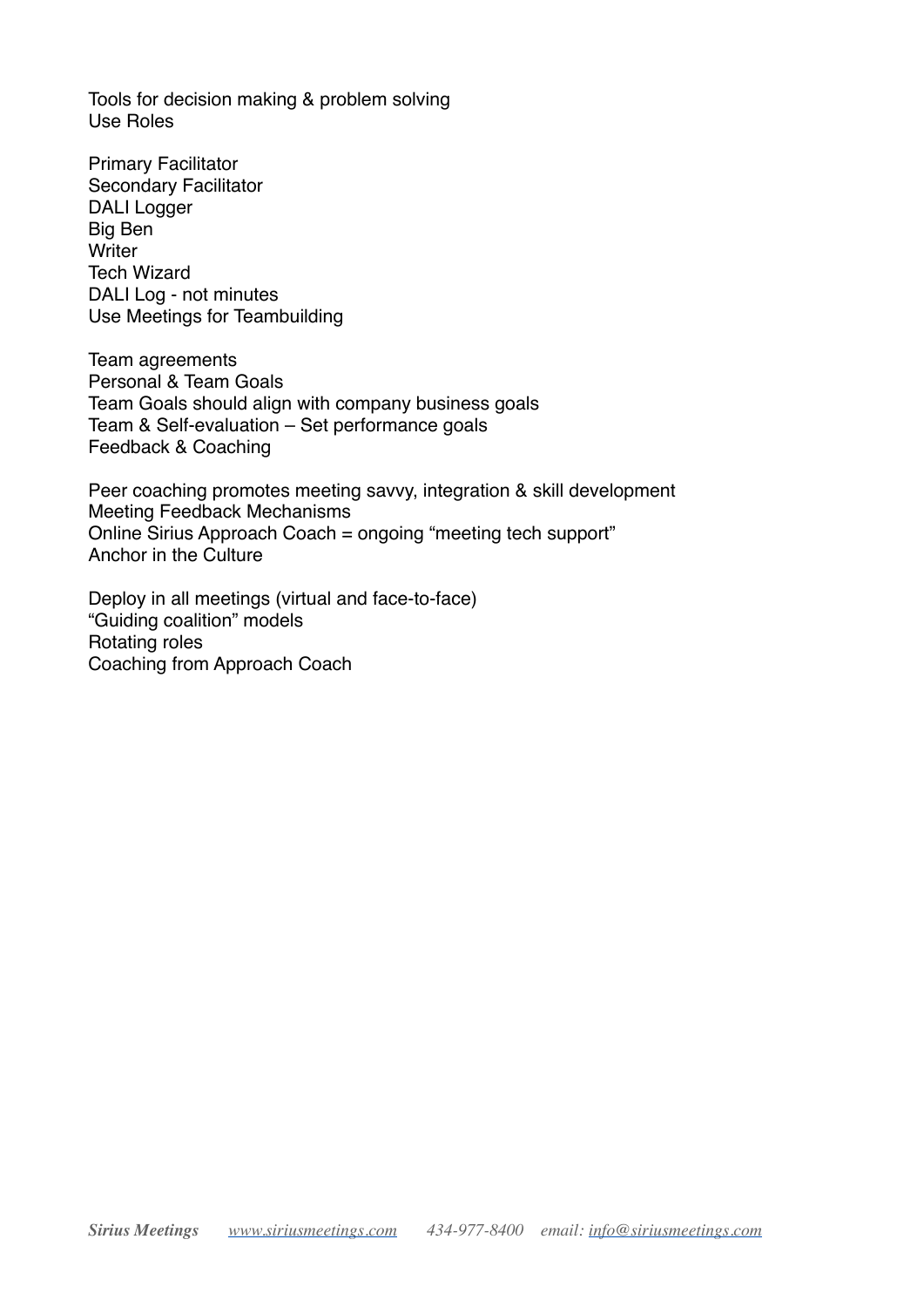Tools for decision making & problem solving
Use Roles

Primary Facilitator
Secondary Facilitator
DALI Logger
Big Ben
Writer
Tech Wizard
DALI Log - not minutes
Use Meetings for Teambuilding

Team agreements
Personal & Team Goals
Team Goals should align with company business goals
Team & Self-evaluation – Set performance goals
Feedback & Coaching

Peer coaching promotes meeting savvy, integration & skill development
Meeting Feedback Mechanisms
Online Sirius Approach Coach = ongoing "meeting tech support"
Anchor in the Culture

Deploy in all meetings (virtual and face-to-face)
"Guiding coalition" models
Rotating roles
Coaching from Approach Coach